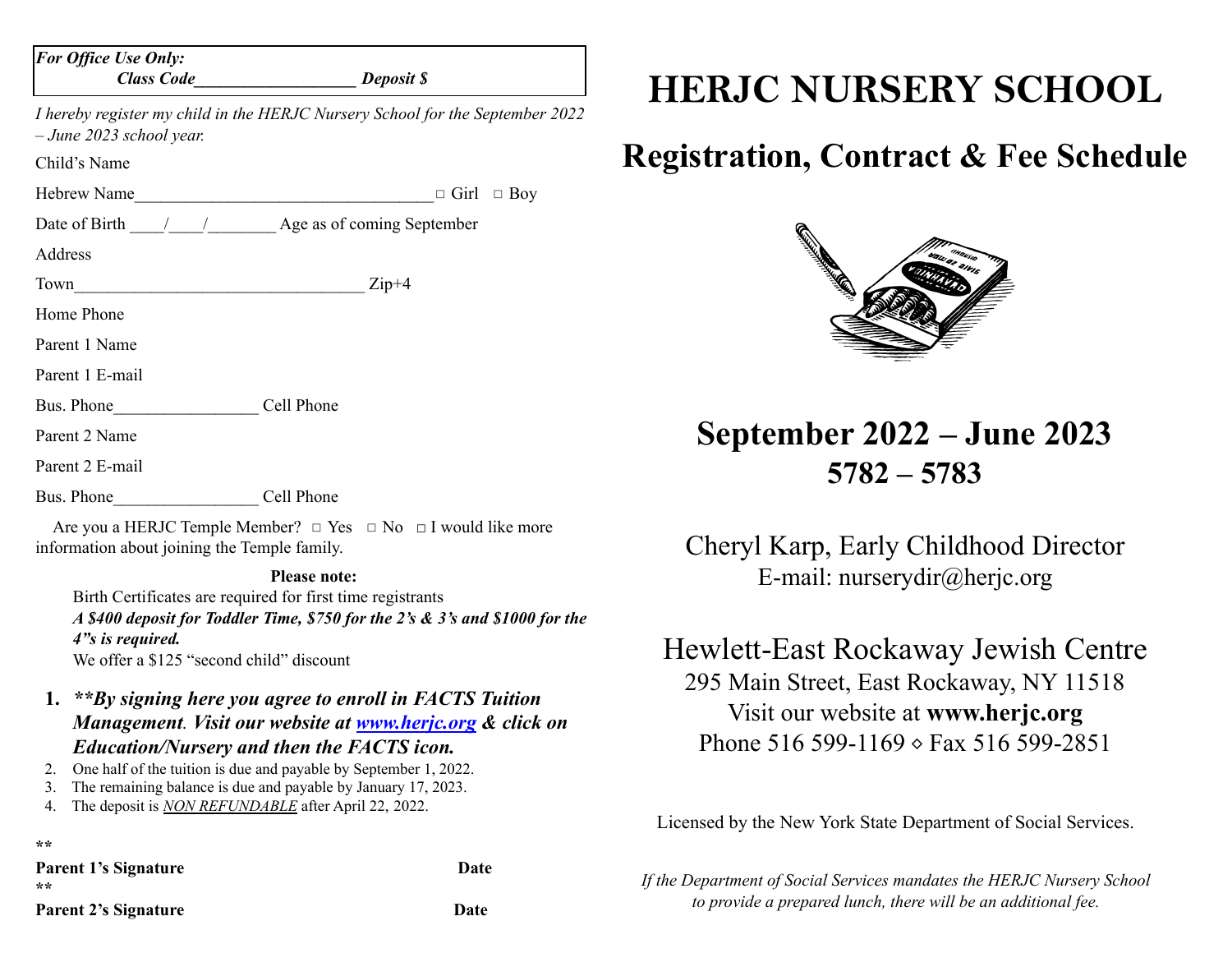*For Office Use Only:*
*Class Code__________________ Deposit $*

*I hereby register my child in the HERJC Nursery School for the September 2022 – June 2023 school year.*

Child's Name

Hebrew Name__________________________________ □ Girl □ Boy

Date of Birth ____/____/________ Age as of coming September

Address

Town_________________________________ Zip+4

Home Phone

Parent 1 Name

Parent 1 E-mail

Bus. Phone________________ Cell Phone

Parent 2 Name

Parent 2 E-mail

Bus. Phone________________ Cell Phone

Are you a HERJC Temple Member? □ Yes □ No □ I would like more information about joining the Temple family.

**Please note:**

Birth Certificates are required for first time registrants

***A $400 deposit for Toddler Time, $750 for the 2's & 3's and $1000 for the 4"s is required.***

We offer a $125 "second child" discount

1. ***\*\*By signing here you agree to enroll in FACTS Tuition Management. Visit our website at [www.herjc.org](http://www.herjc.org) & click on Education/Nursery and then the FACTS icon.***
2. One half of the tuition is due and payable by September 1, 2022.
3. The remaining balance is due and payable by January 17, 2023.
4. The deposit is *NON REFUNDABLE* after April 22, 2022.

\*\*
**Parent 1's Signature** **Date**

\*\*
**Parent 2's Signature** **Date**

# HERJC NURSERY SCHOOL

## Registration, Contract & Fee Schedule

## September 2022 – June 2023
## 5782 – 5783

Cheryl Karp, Early Childhood Director
E-mail: nurserydir@herjc.org

Hewlett-East Rockaway Jewish Centre
295 Main Street, East Rockaway, NY 11518
Visit our website at **www.herjc.org**
Phone 516 599-1169 ◇ Fax 516 599-2851

Licensed by the New York State Department of Social Services.

*If the Department of Social Services mandates the HERJC Nursery School to provide a prepared lunch, there will be an additional fee.*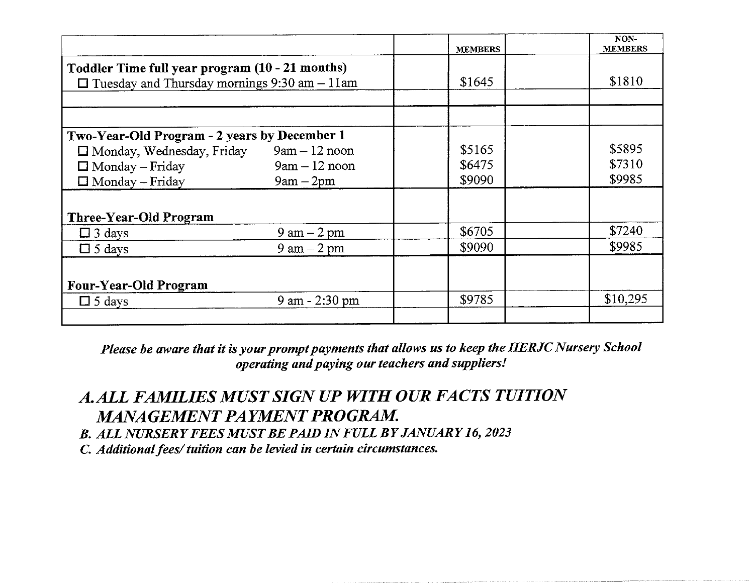| | | MEMBERS | | NON-MEMBERS |
|---|---|---|---|---|
| **Toddler Time full year program (10 - 21 months)** | | | | |
| ☐ Tuesday and Thursday mornings 9:30 am – 11am | | $1645 | | $1810 |
| | | | | |
| | | | | |
| **Two-Year-Old Program - 2 years by December 1** | | | | |
| ☐ Monday, Wednesday, Friday 9am – 12 noon | | $5165 | | $5895 |
| ☐ Monday – Friday 9am – 12 noon | | $6475 | | $7310 |
| ☐ Monday – Friday 9am – 2pm | | $9090 | | $9985 |
| **Three-Year-Old Program** | | | | |
| ☐ 3 days 9 am – 2 pm | | $6705 | | $7240 |
| ☐ 5 days 9 am – 2 pm | | $9090 | | $9985 |
| **Four-Year-Old Program** | | | | |
| ☐ 5 days 9 am - 2:30 pm | | $9785 | | $10,295 |
| | | | | |

***Please be aware that it is your prompt payments that allows us to keep the HERJC Nursery School operating and paying our teachers and suppliers!***

A. ***ALL FAMILIES MUST SIGN UP WITH OUR FACTS TUITION MANAGEMENT PAYMENT PROGRAM.***

B. ***ALL NURSERY FEES MUST BE PAID IN FULL BY JANUARY 16, 2023***

C. ***Additional fees/ tuition can be levied in certain circumstances.***